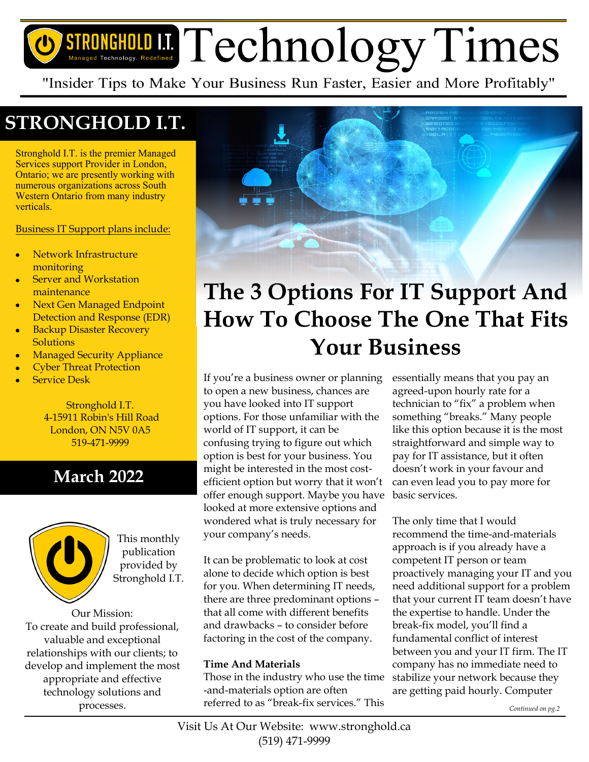# Technology Times

"Insider Tips to Make Your Business Run Faster, Easier and More Profitably"

## STRONGHOLD I.T.

Stronghold I.T. is the premier Managed Services support Provider in London, Ontario; we are presently working with numerous organizations across South Western Ontario from many industry verticals.

Business IT Support plans include:

- Network Infrastructure monitoring
- Server and Workstation maintenance
- Next Gen Managed Endpoint Detection and Response (EDR)
- Backup Disaster Recovery Solutions
- Managed Security Appliance
- Cyber Threat Protection
- Service Desk

Stronghold I.T.
4-15911 Robin's Hill Road
London, ON N5V 0A5
519-471-9999

## March 2022

This monthly publication provided by Stronghold I.T.

Our Mission:
To create and build professional, valuable and exceptional relationships with our clients; to develop and implement the most appropriate and effective technology solutions and processes.

# The 3 Options For IT Support And How To Choose The One That Fits Your Business

If you're a business owner or planning to open a new business, chances are you have looked into IT support options. For those unfamiliar with the world of IT support, it can be confusing trying to figure out which option is best for your business. You might be interested in the most cost-efficient option but worry that it won't offer enough support. Maybe you have looked at more extensive options and wondered what is truly necessary for your company's needs.

It can be problematic to look at cost alone to decide which option is best for you. When determining IT needs, there are three predominant options – that all come with different benefits and drawbacks – to consider before factoring in the cost of the company.

**Time And Materials**

Those in the industry who use the time-and-materials option are often referred to as "break-fix services." This essentially means that you pay an agreed-upon hourly rate for a technician to "fix" a problem when something "breaks." Many people like this option because it is the most straightforward and simple way to pay for IT assistance, but it often doesn't work in your favour and can even lead you to pay more for basic services.

The only time that I would recommend the time-and-materials approach is if you already have a competent IT person or team proactively managing your IT and you need additional support for a problem that your current IT team doesn't have the expertise to handle. Under the break-fix model, you'll find a fundamental conflict of interest between you and your IT firm. The IT company has no immediate need to stabilize your network because they are getting paid hourly. Computer

*Continued on pg.2*

Visit Us At Our Website: www.stronghold.ca
(519) 471-9999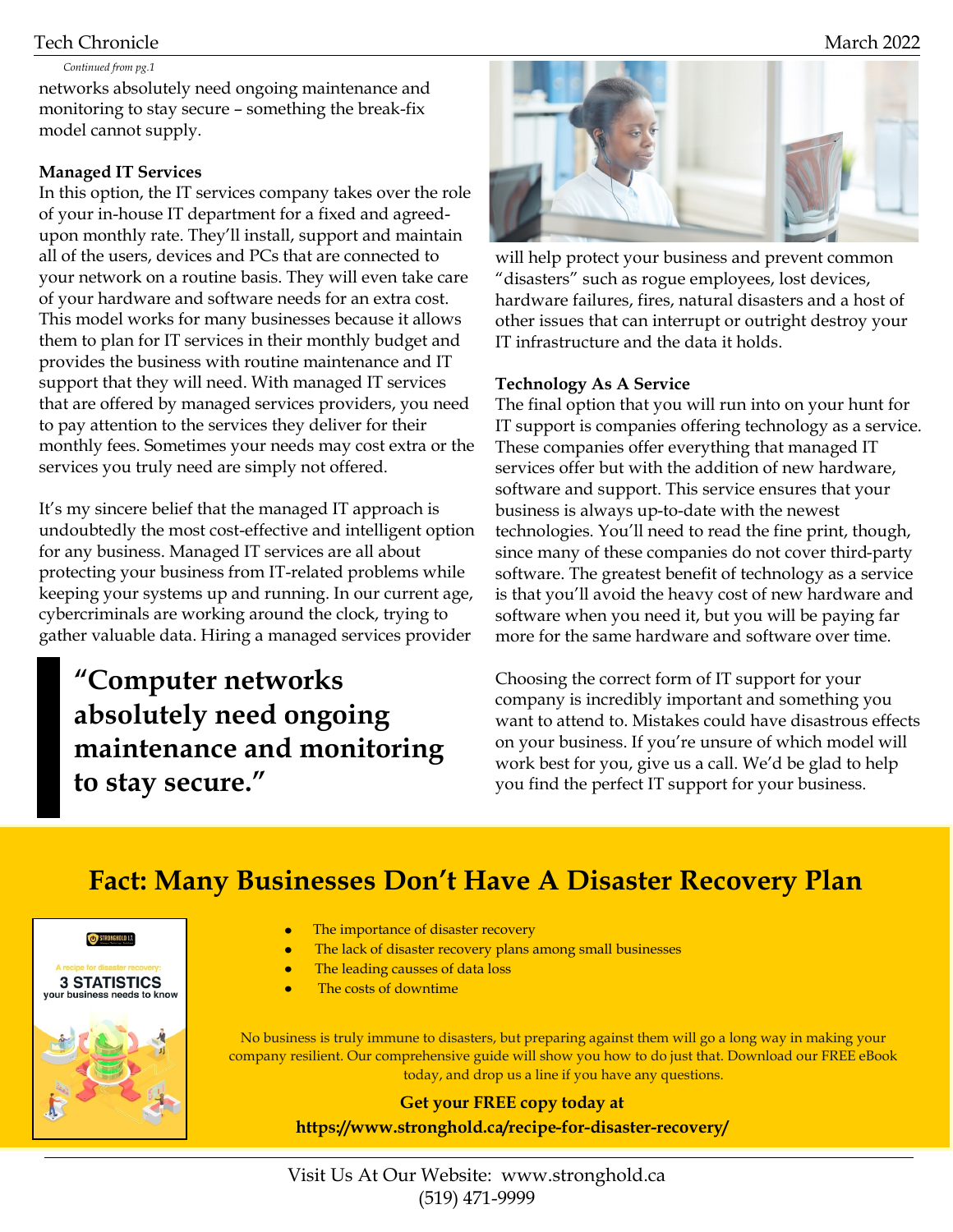*Continued from pg.1*

networks absolutely need ongoing maintenance and monitoring to stay secure – something the break-fix model cannot supply.

**Managed IT Services**

In this option, the IT services company takes over the role of your in-house IT department for a fixed and agreed-upon monthly rate. They'll install, support and maintain all of the users, devices and PCs that are connected to your network on a routine basis. They will even take care of your hardware and software needs for an extra cost. This model works for many businesses because it allows them to plan for IT services in their monthly budget and provides the business with routine maintenance and IT support that they will need. With managed IT services that are offered by managed services providers, you need to pay attention to the services they deliver for their monthly fees. Sometimes your needs may cost extra or the services you truly need are simply not offered.

It's my sincere belief that the managed IT approach is undoubtedly the most cost-effective and intelligent option for any business. Managed IT services are all about protecting your business from IT-related problems while keeping your systems up and running. In our current age, cybercriminals are working around the clock, trying to gather valuable data. Hiring a managed services provider will help protect your business and prevent common "disasters" such as rogue employees, lost devices, hardware failures, fires, natural disasters and a host of other issues that can interrupt or outright destroy your IT infrastructure and the data it holds.

> **"Computer networks absolutely need ongoing maintenance and monitoring to stay secure."**

**Technology As A Service**

The final option that you will run into on your hunt for IT support is companies offering technology as a service. These companies offer everything that managed IT services offer but with the addition of new hardware, software and support. This service ensures that your business is always up-to-date with the newest technologies. You'll need to read the fine print, though, since many of these companies do not cover third-party software. The greatest benefit of technology as a service is that you'll avoid the heavy cost of new hardware and software when you need it, but you will be paying far more for the same hardware and software over time.

Choosing the correct form of IT support for your company is incredibly important and something you want to attend to. Mistakes could have disastrous effects on your business. If you're unsure of which model will work best for you, give us a call. We'd be glad to help you find the perfect IT support for your business.

## Fact: Many Businesses Don't Have A Disaster Recovery Plan

- The importance of disaster recovery
- The lack of disaster recovery plans among small businesses
- The leading causses of data loss
- The costs of downtime

No business is truly immune to disasters, but preparing against them will go a long way in making your company resilient. Our comprehensive guide will show you how to do just that. Download our FREE eBook today, and drop us a line if you have any questions.

**Get your FREE copy today at**
**https://www.stronghold.ca/recipe-for-disaster-recovery/**

Visit Us At Our Website: www.stronghold.ca
(519) 471-9999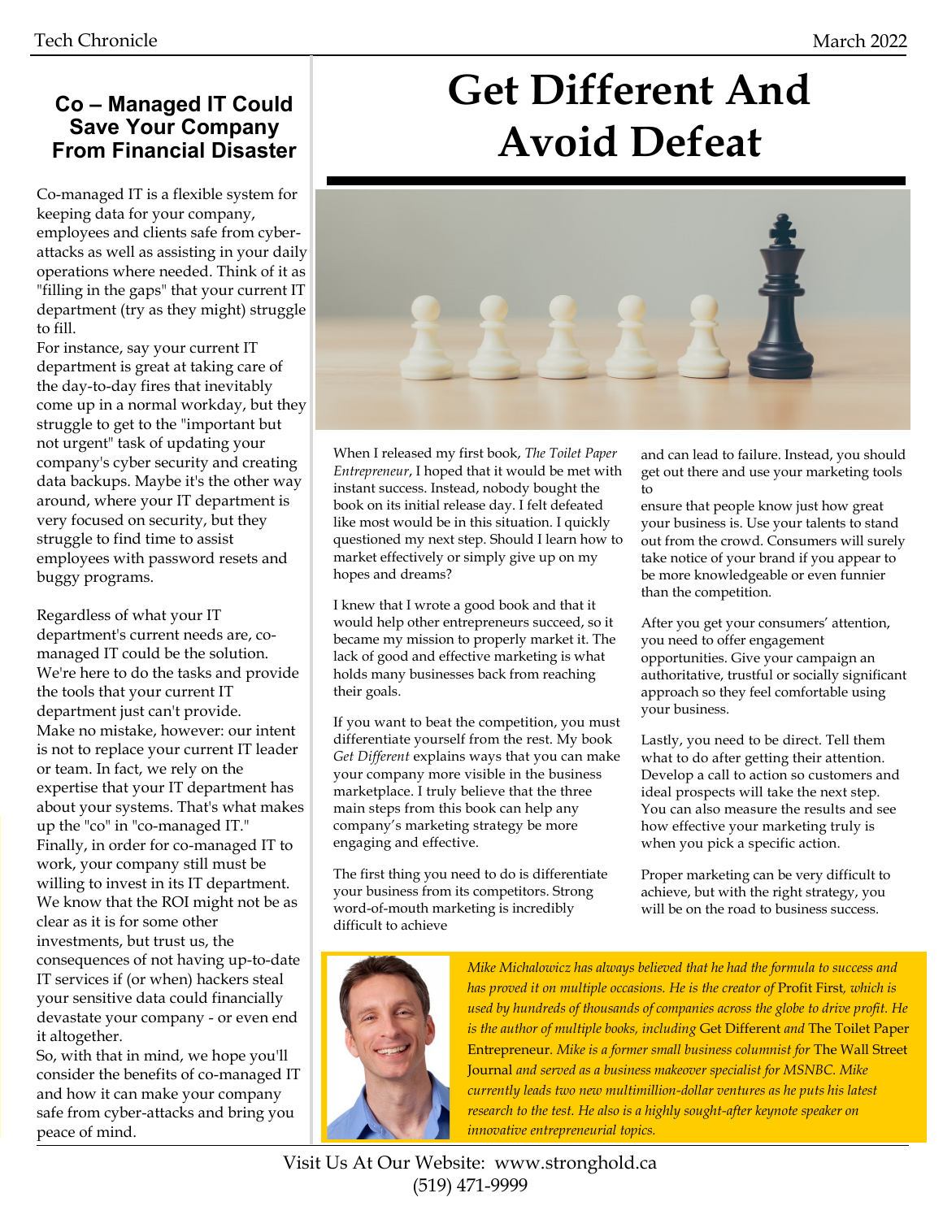## Co – Managed IT Could Save Your Company From Financial Disaster

Co-managed IT is a flexible system for keeping data for your company, employees and clients safe from cyber-attacks as well as assisting in your daily operations where needed. Think of it as "filling in the gaps" that your current IT department (try as they might) struggle to fill.

For instance, say your current IT department is great at taking care of the day-to-day fires that inevitably come up in a normal workday, but they struggle to get to the "important but not urgent" task of updating your company's cyber security and creating data backups. Maybe it's the other way around, where your IT department is very focused on security, but they struggle to find time to assist employees with password resets and buggy programs.

Regardless of what your IT department's current needs are, co-managed IT could be the solution. We're here to do the tasks and provide the tools that your current IT department just can't provide.

Make no mistake, however: our intent is not to replace your current IT leader or team. In fact, we rely on the expertise that your IT department has about your systems. That's what makes up the "co" in "co-managed IT."

Finally, in order for co-managed IT to work, your company still must be willing to invest in its IT department. We know that the ROI might not be as clear as it is for some other investments, but trust us, the consequences of not having up-to-date IT services if (or when) hackers steal your sensitive data could financially devastate your company - or even end it altogether.

So, with that in mind, we hope you'll consider the benefits of co-managed IT and how it can make your company safe from cyber-attacks and bring you peace of mind.

# Get Different And Avoid Defeat

When I released my first book, *The Toilet Paper Entrepreneur*, I hoped that it would be met with instant success. Instead, nobody bought the book on its initial release day. I felt defeated like most would be in this situation. I quickly questioned my next step. Should I learn how to market effectively or simply give up on my hopes and dreams?

I knew that I wrote a good book and that it would help other entrepreneurs succeed, so it became my mission to properly market it. The lack of good and effective marketing is what holds many businesses back from reaching their goals.

If you want to beat the competition, you must differentiate yourself from the rest. My book *Get Different* explains ways that you can make your company more visible in the business marketplace. I truly believe that the three main steps from this book can help any company's marketing strategy be more engaging and effective.

The first thing you need to do is differentiate your business from its competitors. Strong word-of-mouth marketing is incredibly difficult to achieve and can lead to failure. Instead, you should get out there and use your marketing tools to ensure that people know just how great your business is. Use your talents to stand out from the crowd. Consumers will surely take notice of your brand if you appear to be more knowledgeable or even funnier than the competition.

After you get your consumers' attention, you need to offer engagement opportunities. Give your campaign an authoritative, trustful or socially significant approach so they feel comfortable using your business.

Lastly, you need to be direct. Tell them what to do after getting their attention. Develop a call to action so customers and ideal prospects will take the next step. You can also measure the results and see how effective your marketing truly is when you pick a specific action.

Proper marketing can be very difficult to achieve, but with the right strategy, you will be on the road to business success.

*Mike Michalowicz has always believed that he had the formula to success and has proved it on multiple occasions. He is the creator of* Profit First, *which is used by hundreds of thousands of companies across the globe to drive profit. He is the author of multiple books, including* Get Different *and* The Toilet Paper Entrepreneur. *Mike is a former small business columnist for* The Wall Street Journal *and served as a business makeover specialist for MSNBC. Mike currently leads two new multimillion-dollar ventures as he puts his latest research to the test. He also is a highly sought-after keynote speaker on innovative entrepreneurial topics.*

Visit Us At Our Website: www.stronghold.ca
(519) 471-9999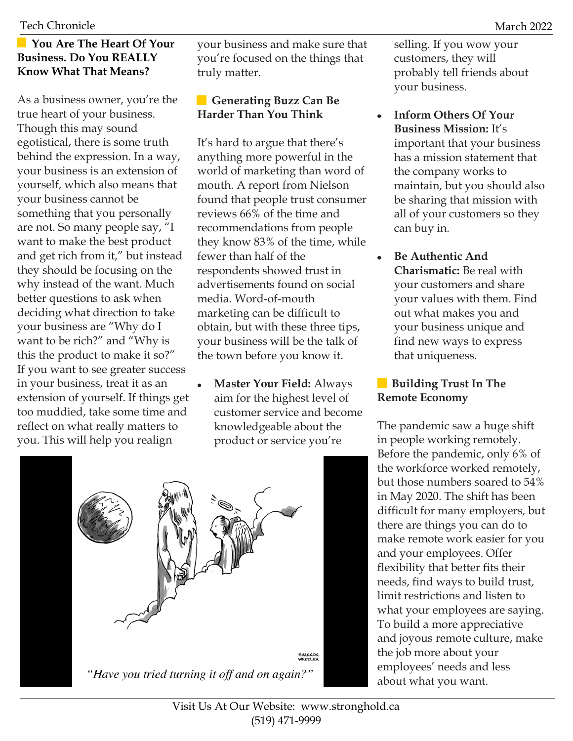### You Are The Heart Of Your Business. Do You REALLY Know What That Means?

As a business owner, you're the true heart of your business. Though this may sound egotistical, there is some truth behind the expression. In a way, your business is an extension of yourself, which also means that your business cannot be something that you personally are not. So many people say, "I want to make the best product and get rich from it," but instead they should be focusing on the why instead of the want. Much better questions to ask when deciding what direction to take your business are "Why do I want to be rich?" and "Why is this the product to make it so?" If you want to see greater success in your business, treat it as an extension of yourself. If things get too muddied, take some time and reflect on what really matters to you. This will help you realign your business and make sure that you're focused on the things that truly matter.

### Generating Buzz Can Be Harder Than You Think

It's hard to argue that there's anything more powerful in the world of marketing than word of mouth. A report from Nielson found that people trust consumer reviews 66% of the time and recommendations from people they know 83% of the time, while fewer than half of the respondents showed trust in advertisements found on social media. Word-of-mouth marketing can be difficult to obtain, but with these three tips, your business will be the talk of the town before you know it.

- **Master Your Field:** Always aim for the highest level of customer service and become knowledgeable about the product or service you're selling. If you wow your customers, they will probably tell friends about your business.
- **Inform Others Of Your Business Mission:** It's important that your business has a mission statement that the company works to maintain, but you should also be sharing that mission with all of your customers so they can buy in.
- **Be Authentic And Charismatic:** Be real with your customers and share your values with them. Find out what makes you and your business unique and find new ways to express that uniqueness.

*"Have you tried turning it off and on again?"*

### Building Trust In The Remote Economy

The pandemic saw a huge shift in people working remotely. Before the pandemic, only 6% of the workforce worked remotely, but those numbers soared to 54% in May 2020. The shift has been difficult for many employers, but there are things you can do to make remote work easier for you and your employees. Offer flexibility that better fits their needs, find ways to build trust, limit restrictions and listen to what your employees are saying. To build a more appreciative and joyous remote culture, make the job more about your employees' needs and less about what you want.